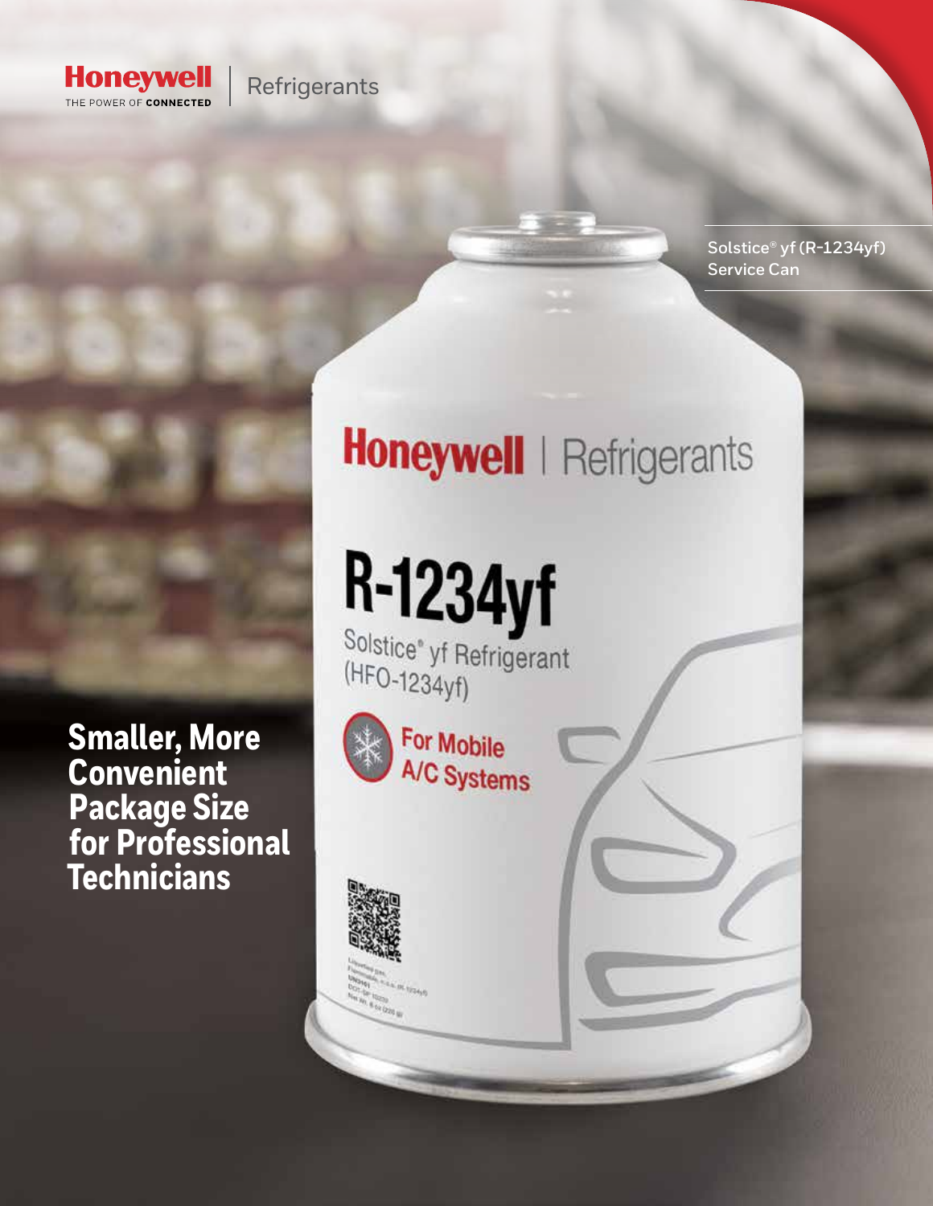Honeywell | Refrigerants

THE POWER OF CONNECTED

Solstice® yf (R-1234yf) Service Can

# Smaller, More Convenient Package Size for Professional Technicians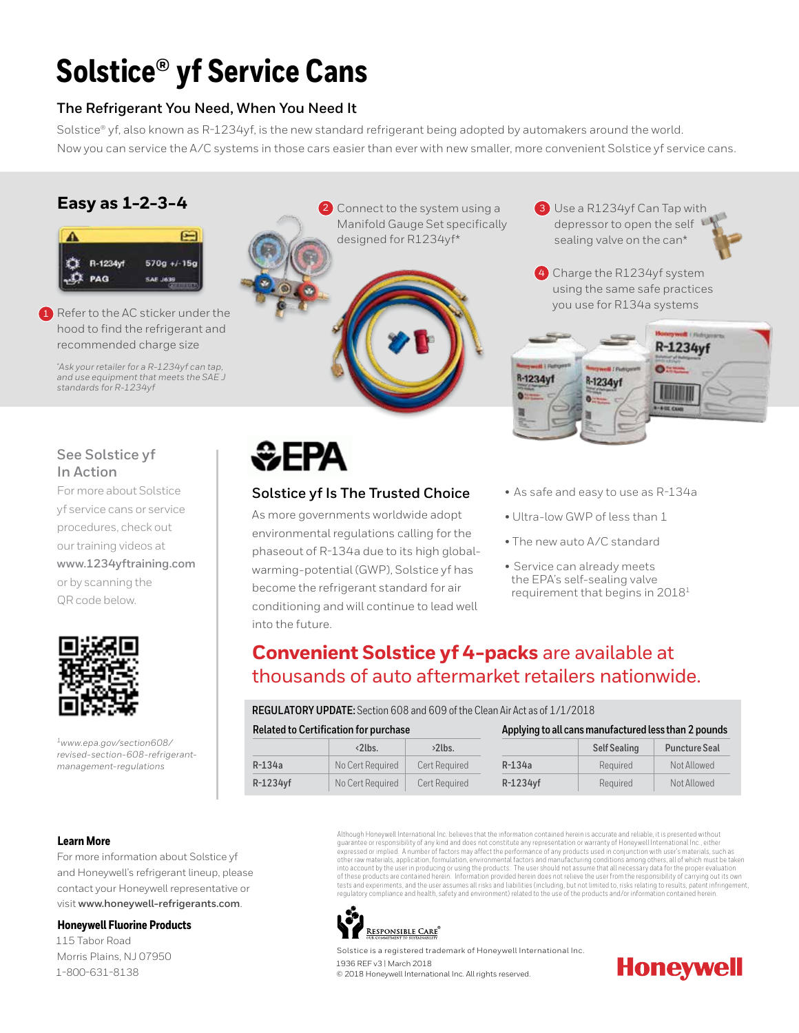# Solstice® yf Service Cans

## The Refrigerant You Need, When You Need It

Solstice® yf, also known as R-1234yf, is the new standard refrigerant being adopted by automakers around the world. Now you can service the A/C systems in those cars easier than ever with new smaller, more convenient Solstice yf service cans.

## Easy as 1-2-3-4

1. Refer to the AC sticker under the hood to find the refrigerant and recommended charge size
2. Connect to the system using a Manifold Gauge Set specifically designed for R1234yf*
3. Use a R1234yf Can Tap with depressor to open the self sealing valve on the can*
4. Charge the R1234yf system using the same safe practices you use for R134a systems

*Ask your retailer for a R-1234yf can tap, and use equipment that meets the SAE J standards for R-1234yf*

### See Solstice yf In Action

For more about Solstice yf service cans or service procedures, check out our training videos at **www.1234yftraining.com** or by scanning the QR code below.

[1] *www.epa.gov/section608/revised-section-608-refrigerant-management-regulations*

EPA

### Solstice yf Is The Trusted Choice

As more governments worldwide adopt environmental regulations calling for the phaseout of R-134a due to its high global-warming-potential (GWP), Solstice yf has become the refrigerant standard for air conditioning and will continue to lead well into the future.

- As safe and easy to use as R-134a
- Ultra-low GWP of less than 1
- The new auto A/C standard
- Service can already meets the EPA's self-sealing valve requirement that begins in 2018[1]

## **Convenient Solstice yf 4-packs** are available at thousands of auto aftermarket retailers nationwide.

**REGULATORY UPDATE:** Section 608 and 609 of the Clean Air Act as of 1/1/2018

**Related to Certification for purchase**

| | <2lbs. | >2lbs. |
|---|---|---|
| R-134a | No Cert Required | Cert Required |
| R-1234yf | No Cert Required | Cert Required |

**Applying to all cans manufactured less than 2 pounds**

| | Self Sealing | Puncture Seal |
|---|---|---|
| R-134a | Required | Not Allowed |
| R-1234yf | Required | Not Allowed |

### Learn More

For more information about Solstice yf and Honeywell's refrigerant lineup, please contact your Honeywell representative or visit **www.honeywell-refrigerants.com**.

### Honeywell Fluorine Products

115 Tabor Road
Morris Plains, NJ 07950
1-800-631-8138

Although Honeywell International Inc. believes that the information contained herein is accurate and reliable, it is presented without guarantee or responsibility of any kind and does not constitute any representation or warranty of Honeywell International Inc., either expressed or implied. A number of factors may affect the performance of any products used in conjunction with user's materials, such as other raw materials, application, formulation, environmental factors and manufacturing conditions among others, all of which must be taken into account by the user in producing or using the products. The user should not assume that all necessary data for the proper evaluation of these products are contained herein. Information provided herein does not relieve the user from the responsibility of carrying out its own tests and experiments, and the user assumes all risks and liabilities (including, but not limited to, risks relating to results, patent infringement, regulatory compliance and health, safety and environment) related to the use of the products and/or information contained herein.

Responsible Care® Our Commitment to Sustainability

Solstice is a registered trademark of Honeywell International Inc.

1936 REF v3 | March 2018

© 2018 Honeywell International Inc. All rights reserved.

Honeywell